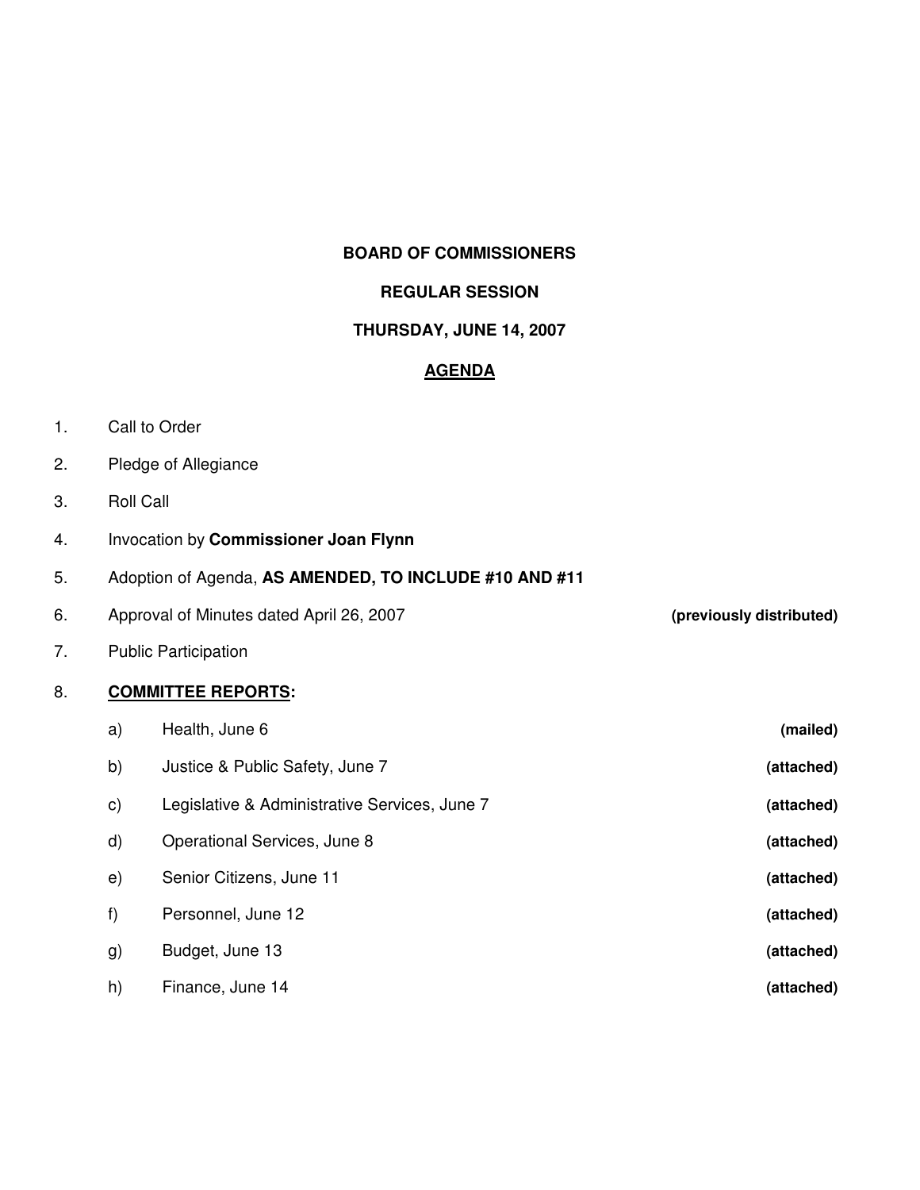**BOARD OF COMMISSIONERS**

**REGULAR SESSION**

**THURSDAY, JUNE 14, 2007**

**AGENDA**

1. Call to Order
2. Pledge of Allegiance
3. Roll Call
4. Invocation by **Commissioner Joan Flynn**
5. Adoption of Agenda, **AS AMENDED, TO INCLUDE #10 AND #11**
6. Approval of Minutes dated April 26, 2007 **(previously distributed)**
7. Public Participation
8. **COMMITTEE REPORTS:**
   - a) Health, June 6 **(mailed)**
   - b) Justice & Public Safety, June 7 **(attached)**
   - c) Legislative & Administrative Services, June 7 **(attached)**
   - d) Operational Services, June 8 **(attached)**
   - e) Senior Citizens, June 11 **(attached)**
   - f) Personnel, June 12 **(attached)**
   - g) Budget, June 13 **(attached)**
   - h) Finance, June 14 **(attached)**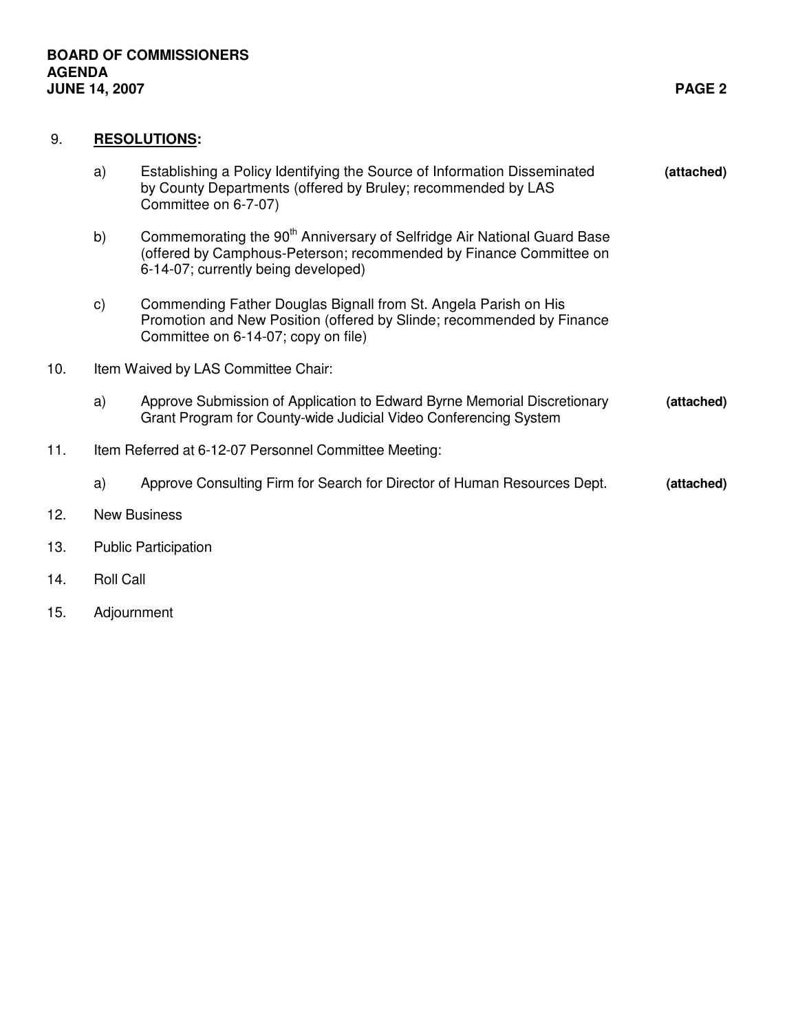9. **RESOLUTIONS:**

   a) Establishing a Policy Identifying the Source of Information Disseminated by County Departments (offered by Bruley; recommended by LAS Committee on 6-7-07) **(attached)**

   b) Commemorating the 90th Anniversary of Selfridge Air National Guard Base (offered by Camphous-Peterson; recommended by Finance Committee on 6-14-07; currently being developed)

   c) Commending Father Douglas Bignall from St. Angela Parish on His Promotion and New Position (offered by Slinde; recommended by Finance Committee on 6-14-07; copy on file)

10. Item Waived by LAS Committee Chair:

    a) Approve Submission of Application to Edward Byrne Memorial Discretionary Grant Program for County-wide Judicial Video Conferencing System **(attached)**

11. Item Referred at 6-12-07 Personnel Committee Meeting:

    a) Approve Consulting Firm for Search for Director of Human Resources Dept. **(attached)**

12. New Business

13. Public Participation

14. Roll Call

15. Adjournment